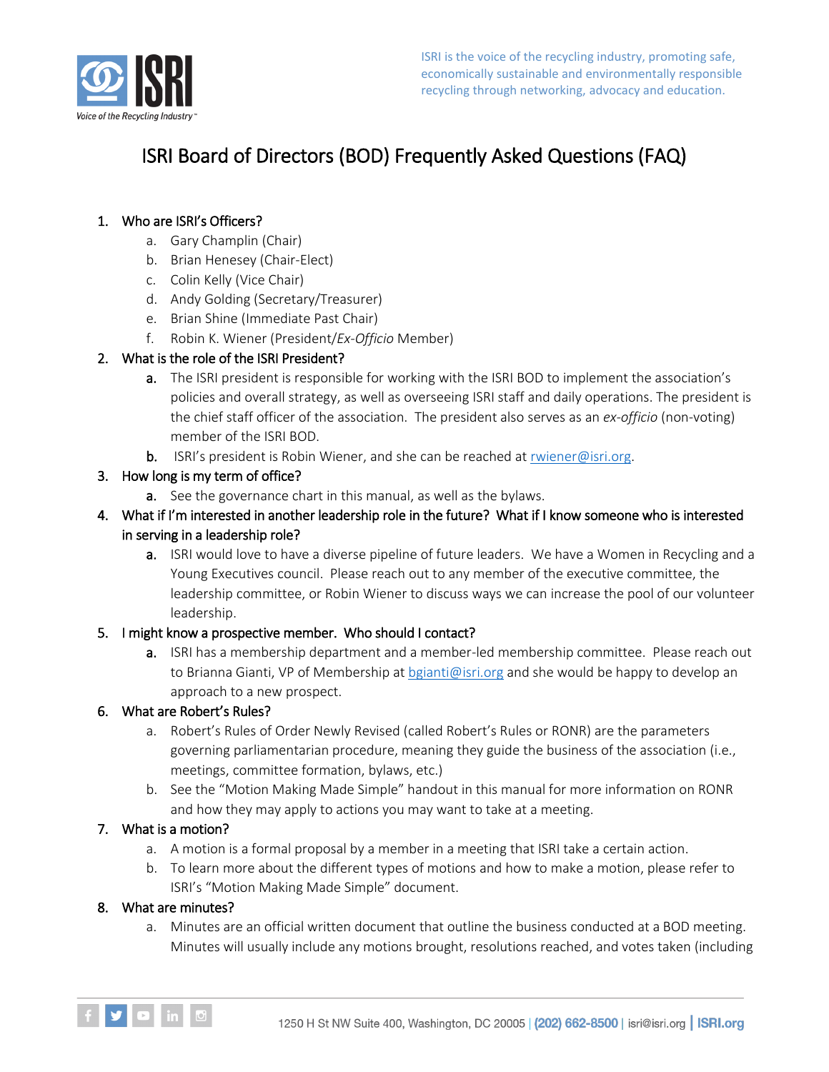ISRI is the voice of the recycling industry, promoting safe, economically sustainable and environmentally responsible recycling through networking, advocacy and education.

# ISRI Board of Directors (BOD) Frequently Asked Questions (FAQ)

1. **Who are ISRI's Officers?**
    a. Gary Champlin (Chair)
    b. Brian Henesey (Chair-Elect)
    c. Colin Kelly (Vice Chair)
    d. Andy Golding (Secretary/Treasurer)
    e. Brian Shine (Immediate Past Chair)
    f. Robin K. Wiener (President/*Ex-Officio* Member)
2. **What is the role of the ISRI President?**
    a. The ISRI president is responsible for working with the ISRI BOD to implement the association's policies and overall strategy, as well as overseeing ISRI staff and daily operations. The president is the chief staff officer of the association. The president also serves as an *ex-officio* (non-voting) member of the ISRI BOD.
    b. ISRI's president is Robin Wiener, and she can be reached at rwiener@isri.org.
3. **How long is my term of office?**
    a. See the governance chart in this manual, as well as the bylaws.
4. **What if I'm interested in another leadership role in the future? What if I know someone who is interested in serving in a leadership role?**
    a. ISRI would love to have a diverse pipeline of future leaders. We have a Women in Recycling and a Young Executives council. Please reach out to any member of the executive committee, the leadership committee, or Robin Wiener to discuss ways we can increase the pool of our volunteer leadership.
5. **I might know a prospective member. Who should I contact?**
    a. ISRI has a membership department and a member-led membership committee. Please reach out to Brianna Gianti, VP of Membership at bgianti@isri.org and she would be happy to develop an approach to a new prospect.
6. **What are Robert's Rules?**
    a. Robert's Rules of Order Newly Revised (called Robert's Rules or RONR) are the parameters governing parliamentarian procedure, meaning they guide the business of the association (i.e., meetings, committee formation, bylaws, etc.)
    b. See the "Motion Making Made Simple" handout in this manual for more information on RONR and how they may apply to actions you may want to take at a meeting.
7. **What is a motion?**
    a. A motion is a formal proposal by a member in a meeting that ISRI take a certain action.
    b. To learn more about the different types of motions and how to make a motion, please refer to ISRI's "Motion Making Made Simple" document.
8. **What are minutes?**
    a. Minutes are an official written document that outline the business conducted at a BOD meeting. Minutes will usually include any motions brought, resolutions reached, and votes taken (including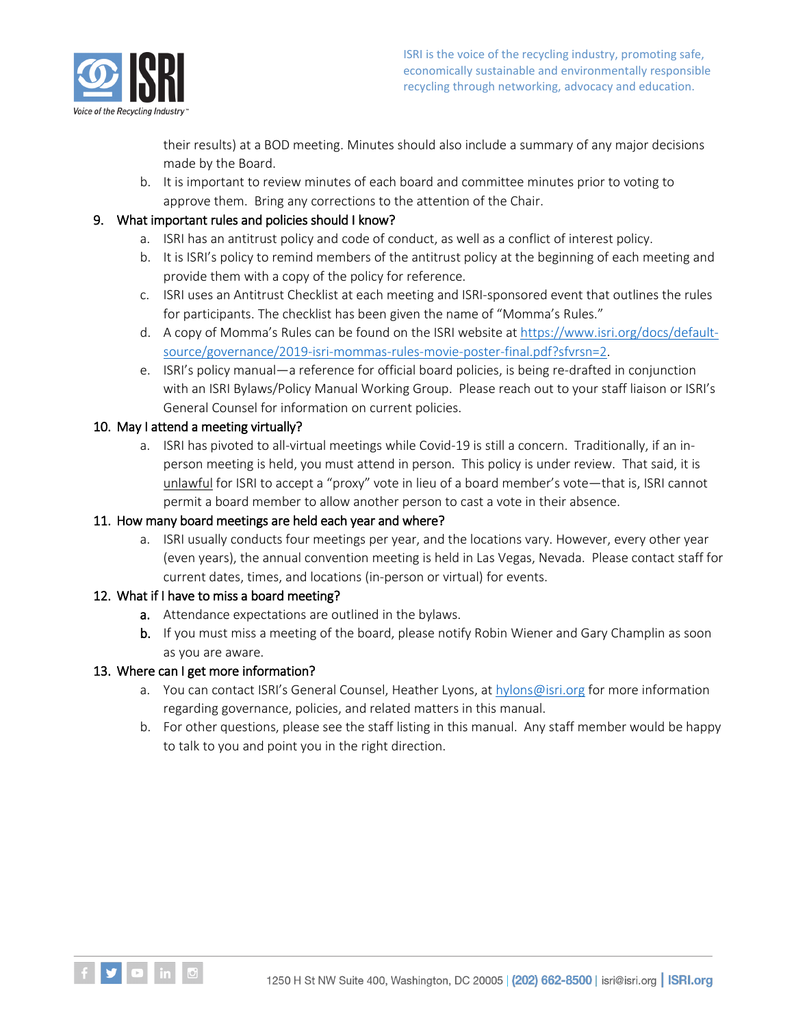their results) at a BOD meeting. Minutes should also include a summary of any major decisions made by the Board.

   b. It is important to review minutes of each board and committee minutes prior to voting to approve them. Bring any corrections to the attention of the Chair.

9. What important rules and policies should I know?
   a. ISRI has an antitrust policy and code of conduct, as well as a conflict of interest policy.
   b. It is ISRI's policy to remind members of the antitrust policy at the beginning of each meeting and provide them with a copy of the policy for reference.
   c. ISRI uses an Antitrust Checklist at each meeting and ISRI-sponsored event that outlines the rules for participants. The checklist has been given the name of "Momma's Rules."
   d. A copy of Momma's Rules can be found on the ISRI website at [https://www.isri.org/docs/default-source/governance/2019-isri-mommas-rules-movie-poster-final.pdf?sfvrsn=2](https://www.isri.org/docs/default-source/governance/2019-isri-mommas-rules-movie-poster-final.pdf?sfvrsn=2).
   e. ISRI's policy manual—a reference for official board policies, is being re-drafted in conjunction with an ISRI Bylaws/Policy Manual Working Group. Please reach out to your staff liaison or ISRI's General Counsel for information on current policies.

10. May I attend a meeting virtually?
    a. ISRI has pivoted to all-virtual meetings while Covid-19 is still a concern. Traditionally, if an in-person meeting is held, you must attend in person. This policy is under review. That said, it is <u>unlawful</u> for ISRI to accept a "proxy" vote in lieu of a board member's vote—that is, ISRI cannot permit a board member to allow another person to cast a vote in their absence.

11. How many board meetings are held each year and where?
    a. ISRI usually conducts four meetings per year, and the locations vary. However, every other year (even years), the annual convention meeting is held in Las Vegas, Nevada. Please contact staff for current dates, times, and locations (in-person or virtual) for events.

12. What if I have to miss a board meeting?
    a. Attendance expectations are outlined in the bylaws.
    b. If you must miss a meeting of the board, please notify Robin Wiener and Gary Champlin as soon as you are aware.

13. Where can I get more information?
    a. You can contact ISRI's General Counsel, Heather Lyons, at [hylons@isri.org](mailto:hylons@isri.org) for more information regarding governance, policies, and related matters in this manual.
    b. For other questions, please see the staff listing in this manual. Any staff member would be happy to talk to you and point you in the right direction.